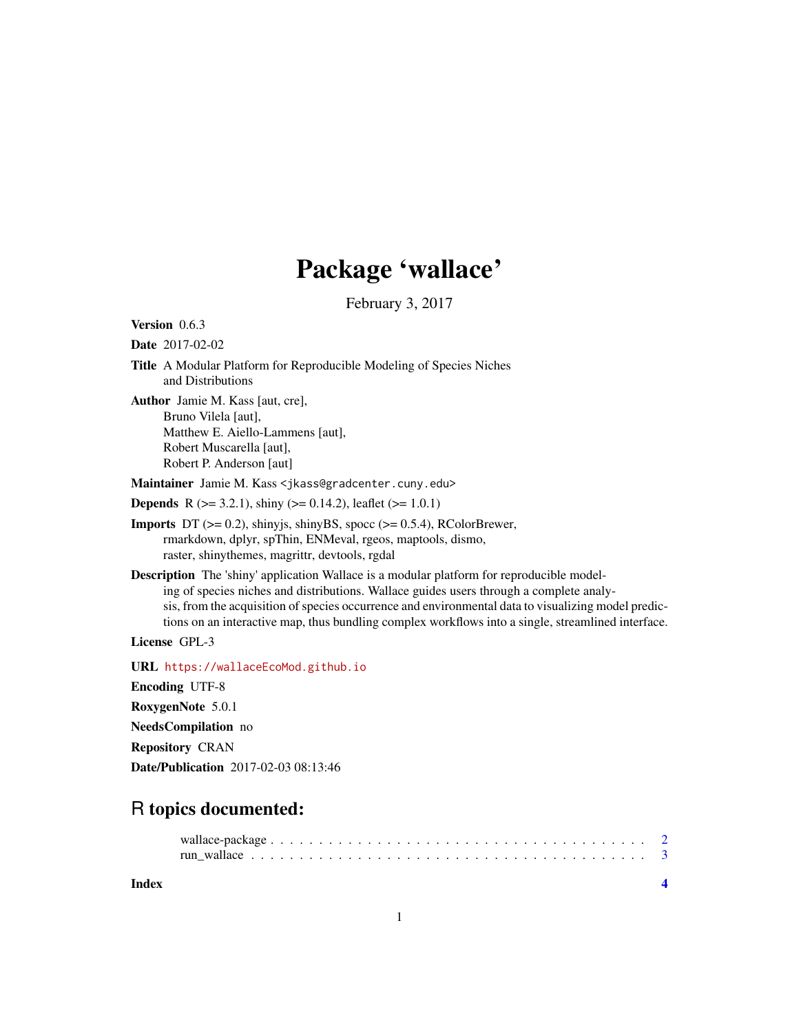# Package 'wallace'

February 3, 2017

**Version** 0.6.3

**Date** 2017-02-02

**Title** A Modular Platform for Reproducible Modeling of Species Niches and Distributions

**Author** Jamie M. Kass [aut, cre],
Bruno Vilela [aut],
Matthew E. Aiello-Lammens [aut],
Robert Muscarella [aut],
Robert P. Anderson [aut]

**Maintainer** Jamie M. Kass <jkass@gradcenter.cuny.edu>

**Depends** R (>= 3.2.1), shiny (>= 0.14.2), leaflet (>= 1.0.1)

**Imports** DT (>= 0.2), shinyjs, shinyBS, spocc (>= 0.5.4), RColorBrewer, rmarkdown, dplyr, spThin, ENMeval, rgeos, maptools, dismo, raster, shinythemes, magrittr, devtools, rgdal

**Description** The 'shiny' application Wallace is a modular platform for reproducible modeling of species niches and distributions. Wallace guides users through a complete analysis, from the acquisition of species occurrence and environmental data to visualizing model predictions on an interactive map, thus bundling complex workflows into a single, streamlined interface.

**License** GPL-3

**URL** https://wallaceEcoMod.github.io

**Encoding** UTF-8

**RoxygenNote** 5.0.1

**NeedsCompilation** no

**Repository** CRAN

**Date/Publication** 2017-02-03 08:13:46

## R topics documented:

wallace-package . . . . . . . . . . . . . . . . . . . . . . . . . . . . . . . . . . . . . . 2
run_wallace . . . . . . . . . . . . . . . . . . . . . . . . . . . . . . . . . . . . . . . . 3

**Index** 4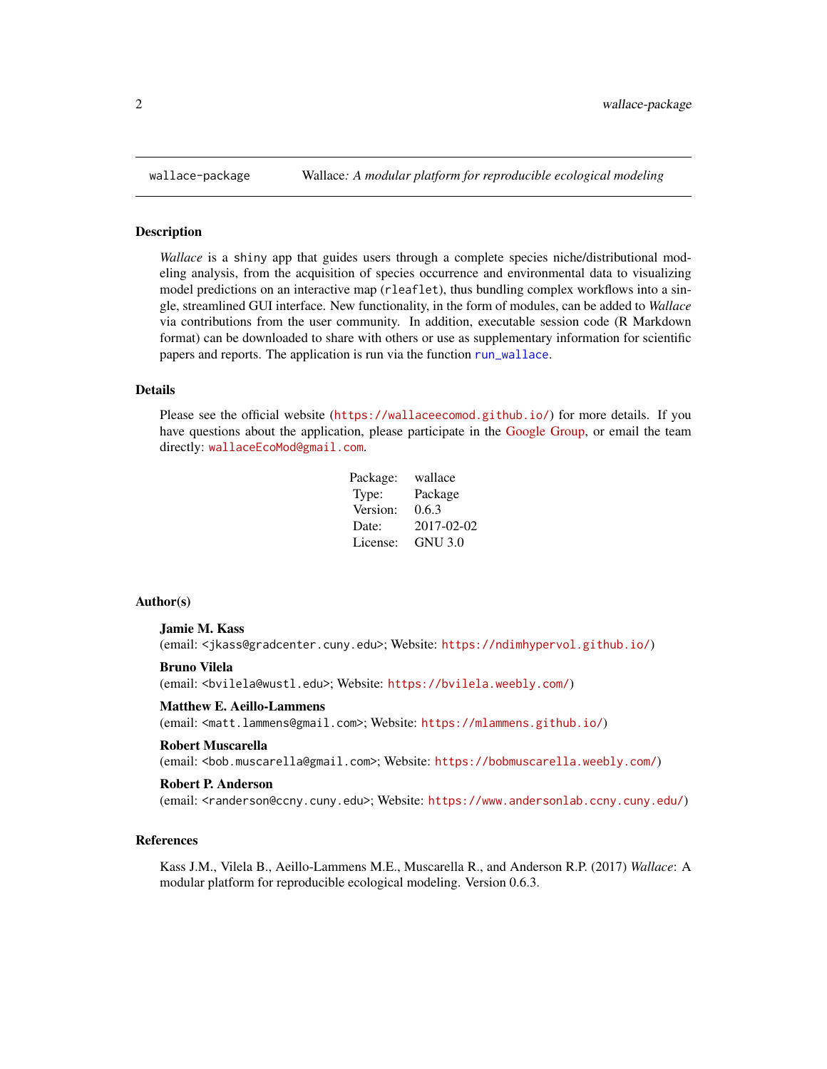`wallace-package` *Wallace: A modular platform for reproducible ecological modeling*

## Description

*Wallace* is a `shiny` app that guides users through a complete species niche/distributional modeling analysis, from the acquisition of species occurrence and environmental data to visualizing model predictions on an interactive map (`rleaflet`), thus bundling complex workflows into a single, streamlined GUI interface. New functionality, in the form of modules, can be added to *Wallace* via contributions from the user community. In addition, executable session code (R Markdown format) can be downloaded to share with others or use as supplementary information for scientific papers and reports. The application is run via the function `run_wallace`.

## Details

Please see the official website (`https://wallaceecomod.github.io/`) for more details. If you have questions about the application, please participate in the Google Group, or email the team directly: `wallaceEcoMod@gmail.com`.

| | |
|---|---|
| Package: | wallace |
| Type: | Package |
| Version: | 0.6.3 |
| Date: | 2017-02-02 |
| License: | GNU 3.0 |

## Author(s)

**Jamie M. Kass**
(email: <jkass@gradcenter.cuny.edu>; Website: `https://ndimhypervol.github.io/`)

**Bruno Vilela**
(email: <bvilela@wustl.edu>; Website: `https://bvilela.weebly.com/`)

**Matthew E. Aeillo-Lammens**
(email: <matt.lammens@gmail.com>; Website: `https://mlammens.github.io/`)

**Robert Muscarella**
(email: <bob.muscarella@gmail.com>; Website: `https://bobmuscarella.weebly.com/`)

**Robert P. Anderson**
(email: <randerson@ccny.cuny.edu>; Website: `https://www.andersonlab.ccny.cuny.edu/`)

## References

Kass J.M., Vilela B., Aeillo-Lammens M.E., Muscarella R., and Anderson R.P. (2017) *Wallace*: A modular platform for reproducible ecological modeling. Version 0.6.3.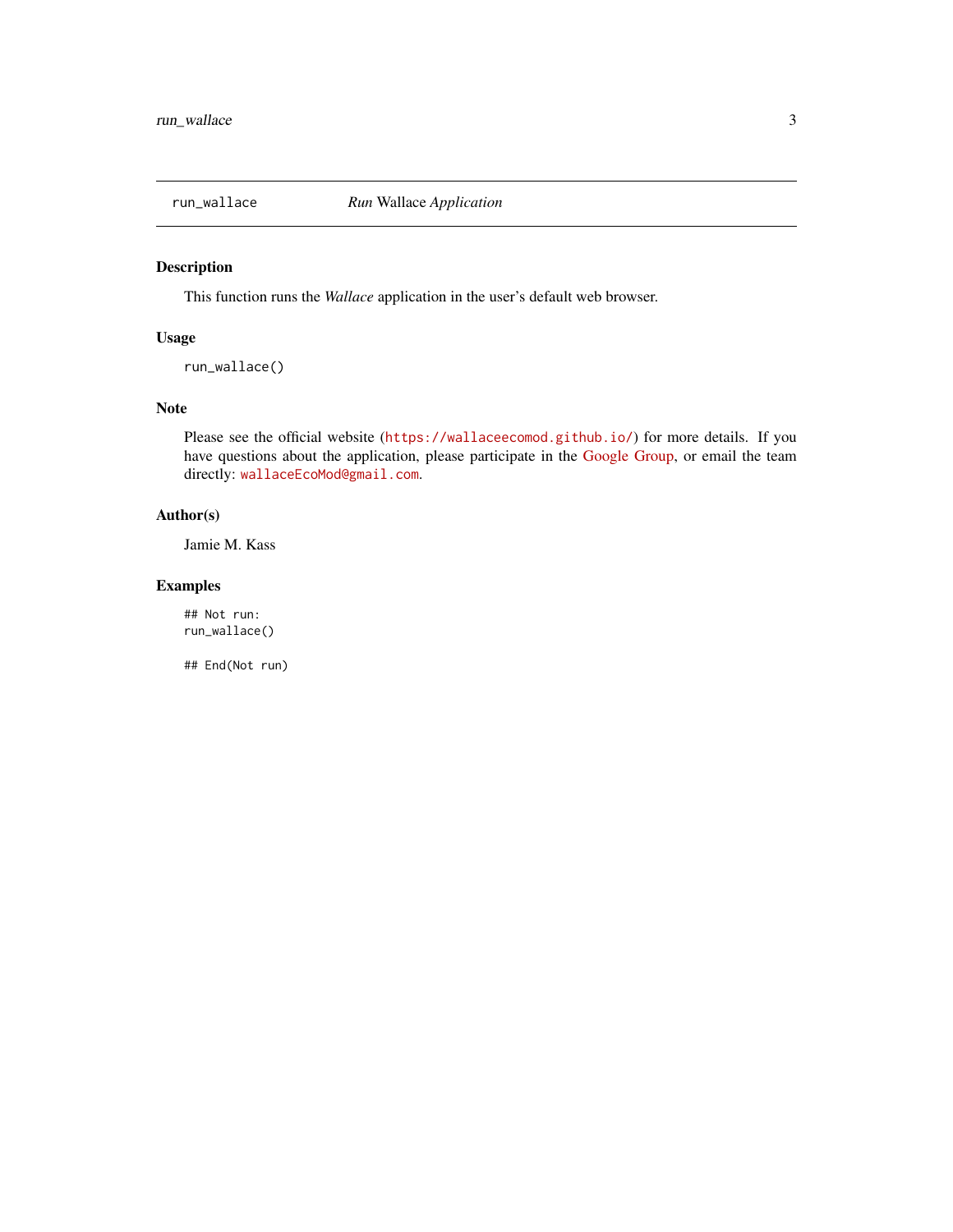`run_wallace` — *Run* Wallace *Application*

## Description

This function runs the *Wallace* application in the user's default web browser.

## Usage

```
run_wallace()
```

## Note

Please see the official website (`https://wallaceecomod.github.io/`) for more details. If you have questions about the application, please participate in the Google Group, or email the team directly: `wallaceEcoMod@gmail.com`.

## Author(s)

Jamie M. Kass

## Examples

```
## Not run:
run_wallace()

## End(Not run)
```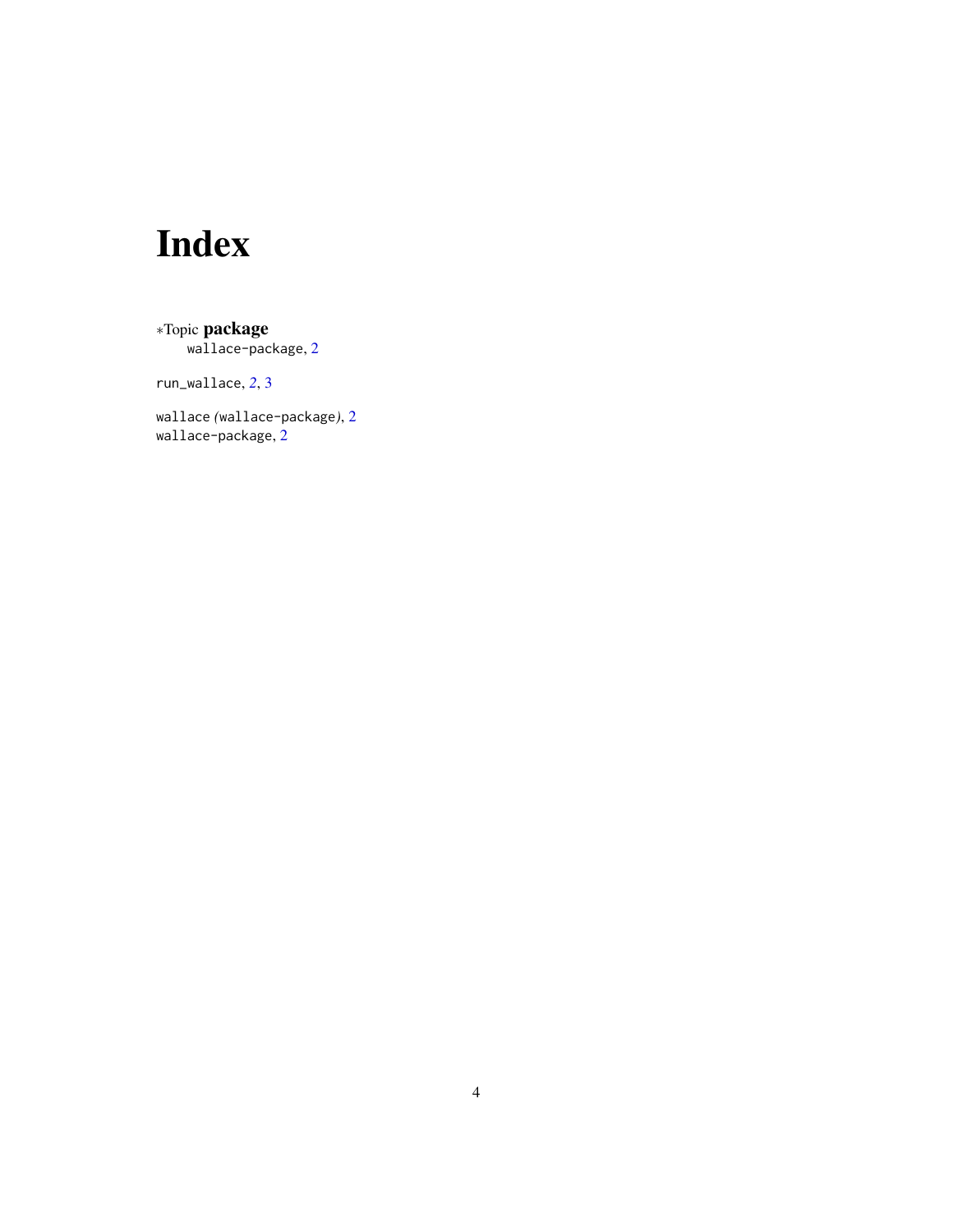# Index

*Topic **package**
    wallace-package, 2

run_wallace, *2*, 3

wallace *(*wallace-package*)*, 2
wallace-package, 2